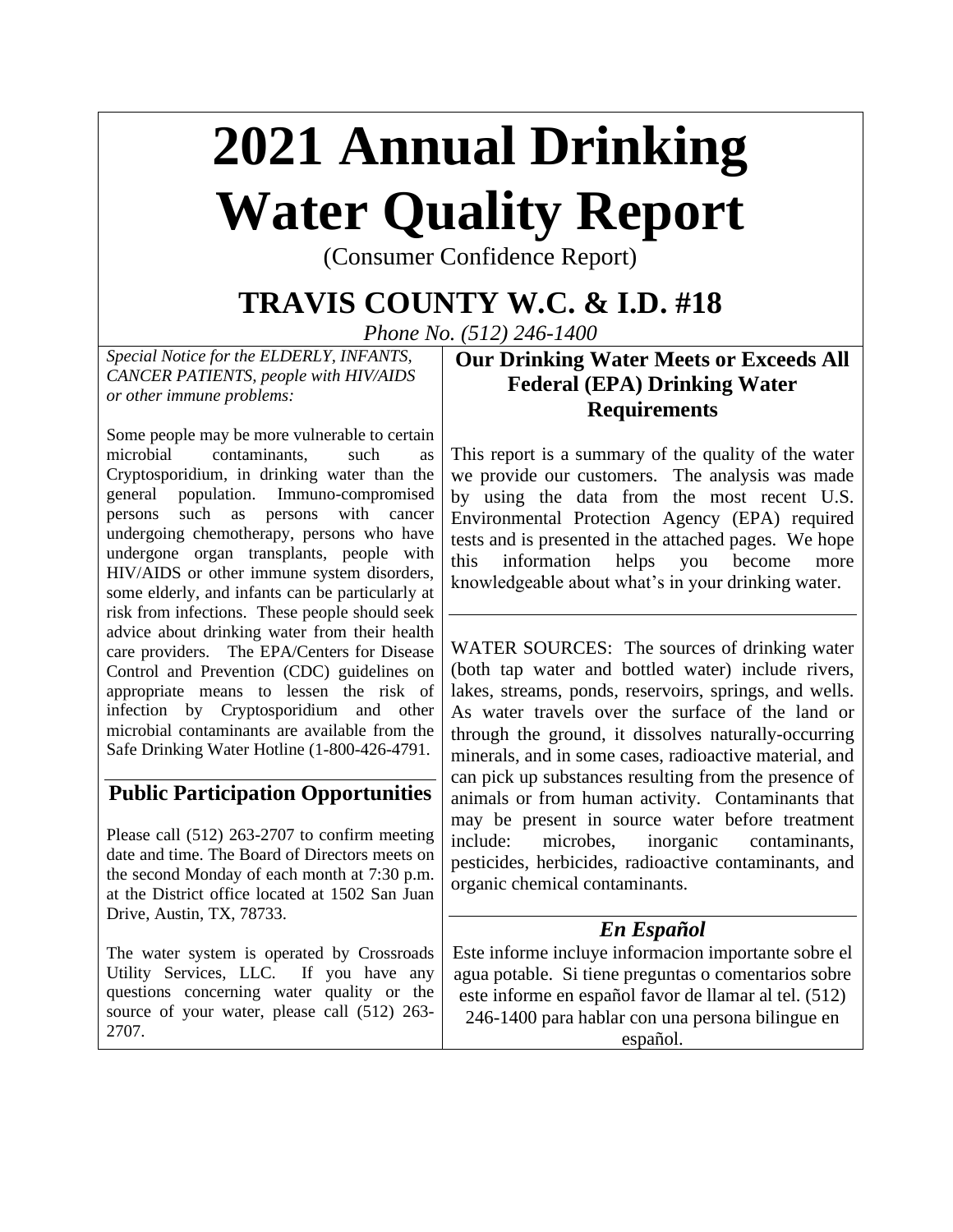# 2021 Annual Drinking Water Quality Report

(Consumer Confidence Report)

## TRAVIS COUNTY W.C. & I.D. #18

*Phone No. (512) 246-1400*

*Special Notice for the ELDERLY, INFANTS, CANCER PATIENTS, people with HIV/AIDS or other immune problems:*

Some people may be more vulnerable to certain microbial contaminants, such as Cryptosporidium, in drinking water than the general population. Immuno-compromised persons such as persons with cancer undergoing chemotherapy, persons who have undergone organ transplants, people with HIV/AIDS or other immune system disorders, some elderly, and infants can be particularly at risk from infections. These people should seek advice about drinking water from their health care providers. The EPA/Centers for Disease Control and Prevention (CDC) guidelines on appropriate means to lessen the risk of infection by Cryptosporidium and other microbial contaminants are available from the Safe Drinking Water Hotline (1-800-426-4791.

### Public Participation Opportunities

Please call (512) 263-2707 to confirm meeting date and time. The Board of Directors meets on the second Monday of each month at 7:30 p.m. at the District office located at 1502 San Juan Drive, Austin, TX, 78733.

The water system is operated by Crossroads Utility Services, LLC. If you have any questions concerning water quality or the source of your water, please call (512) 263-2707.

### Our Drinking Water Meets or Exceeds All Federal (EPA) Drinking Water Requirements

This report is a summary of the quality of the water we provide our customers. The analysis was made by using the data from the most recent U.S. Environmental Protection Agency (EPA) required tests and is presented in the attached pages. We hope this information helps you become more knowledgeable about what's in your drinking water.

WATER SOURCES: The sources of drinking water (both tap water and bottled water) include rivers, lakes, streams, ponds, reservoirs, springs, and wells. As water travels over the surface of the land or through the ground, it dissolves naturally-occurring minerals, and in some cases, radioactive material, and can pick up substances resulting from the presence of animals or from human activity. Contaminants that may be present in source water before treatment include: microbes, inorganic contaminants, pesticides, herbicides, radioactive contaminants, and organic chemical contaminants.

### *En Español*

Este informe incluye informacion importante sobre el agua potable. Si tiene preguntas o comentarios sobre este informe en español favor de llamar al tel. (512) 246-1400 para hablar con una persona bilingue en español.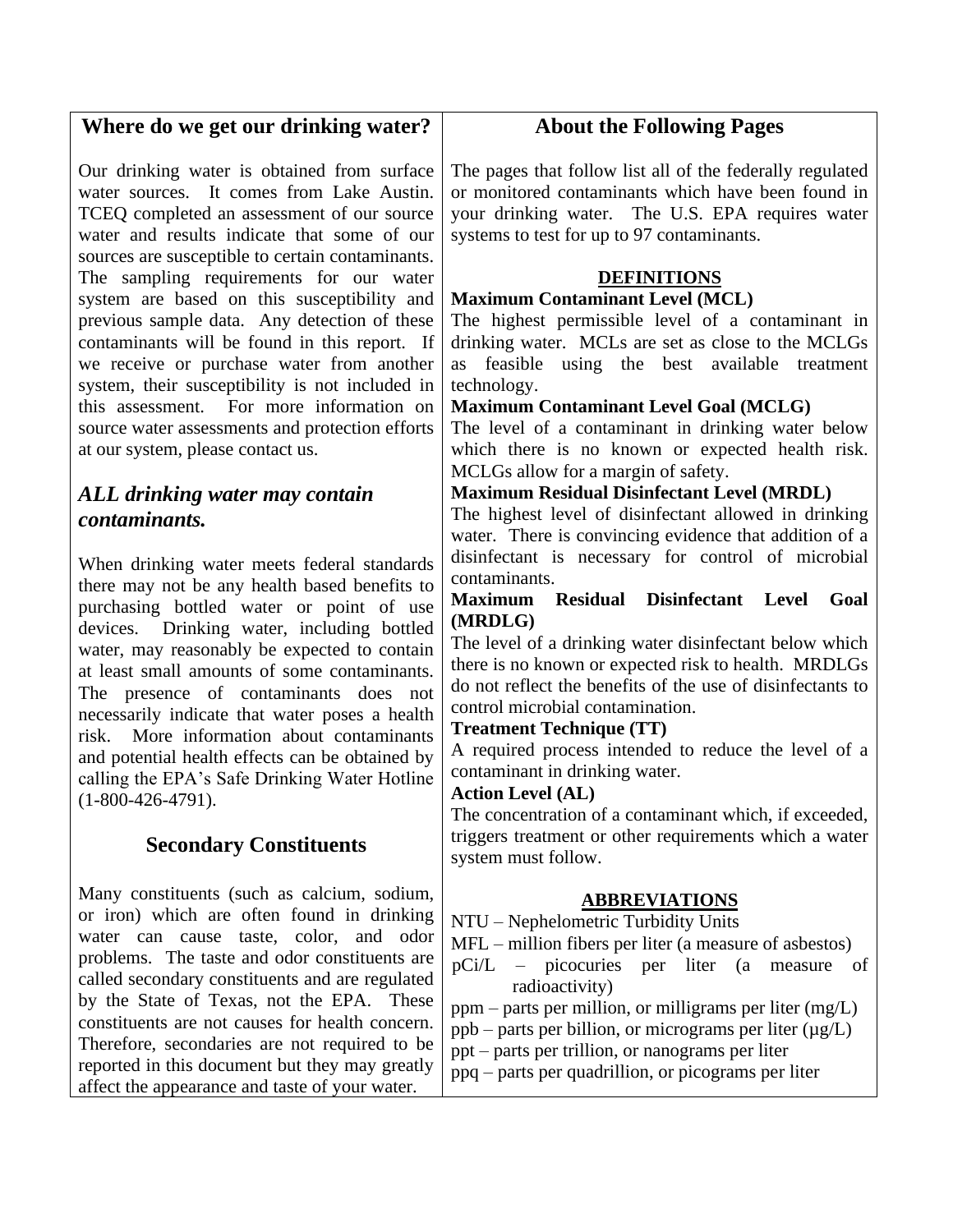## Where do we get our drinking water?

Our drinking water is obtained from surface water sources. It comes from Lake Austin. TCEQ completed an assessment of our source water and results indicate that some of our sources are susceptible to certain contaminants. The sampling requirements for our water system are based on this susceptibility and previous sample data. Any detection of these contaminants will be found in this report. If we receive or purchase water from another system, their susceptibility is not included in this assessment. For more information on source water assessments and protection efforts at our system, please contact us.

## *ALL drinking water may contain contaminants.*

When drinking water meets federal standards there may not be any health based benefits to purchasing bottled water or point of use devices. Drinking water, including bottled water, may reasonably be expected to contain at least small amounts of some contaminants. The presence of contaminants does not necessarily indicate that water poses a health risk. More information about contaminants and potential health effects can be obtained by calling the EPA's Safe Drinking Water Hotline (1-800-426-4791).

## Secondary Constituents

Many constituents (such as calcium, sodium, or iron) which are often found in drinking water can cause taste, color, and odor problems. The taste and odor constituents are called secondary constituents and are regulated by the State of Texas, not the EPA. These constituents are not causes for health concern. Therefore, secondaries are not required to be reported in this document but they may greatly affect the appearance and taste of your water.

## About the Following Pages

The pages that follow list all of the federally regulated or monitored contaminants which have been found in your drinking water. The U.S. EPA requires water systems to test for up to 97 contaminants.

### DEFINITIONS

**Maximum Contaminant Level (MCL)**
The highest permissible level of a contaminant in drinking water. MCLs are set as close to the MCLGs as feasible using the best available treatment technology.

**Maximum Contaminant Level Goal (MCLG)**
The level of a contaminant in drinking water below which there is no known or expected health risk. MCLGs allow for a margin of safety.

**Maximum Residual Disinfectant Level (MRDL)**
The highest level of disinfectant allowed in drinking water. There is convincing evidence that addition of a disinfectant is necessary for control of microbial contaminants.

**Maximum Residual Disinfectant Level Goal (MRDLG)**
The level of a drinking water disinfectant below which there is no known or expected risk to health. MRDLGs do not reflect the benefits of the use of disinfectants to control microbial contamination.

**Treatment Technique (TT)**
A required process intended to reduce the level of a contaminant in drinking water.

**Action Level (AL)**
The concentration of a contaminant which, if exceeded, triggers treatment or other requirements which a water system must follow.

### ABBREVIATIONS

NTU – Nephelometric Turbidity Units
MFL – million fibers per liter (a measure of asbestos)
pCi/L – picocuries per liter (a measure of radioactivity)
ppm – parts per million, or milligrams per liter (mg/L)
ppb – parts per billion, or micrograms per liter (µg/L)
ppt – parts per trillion, or nanograms per liter
ppq – parts per quadrillion, or picograms per liter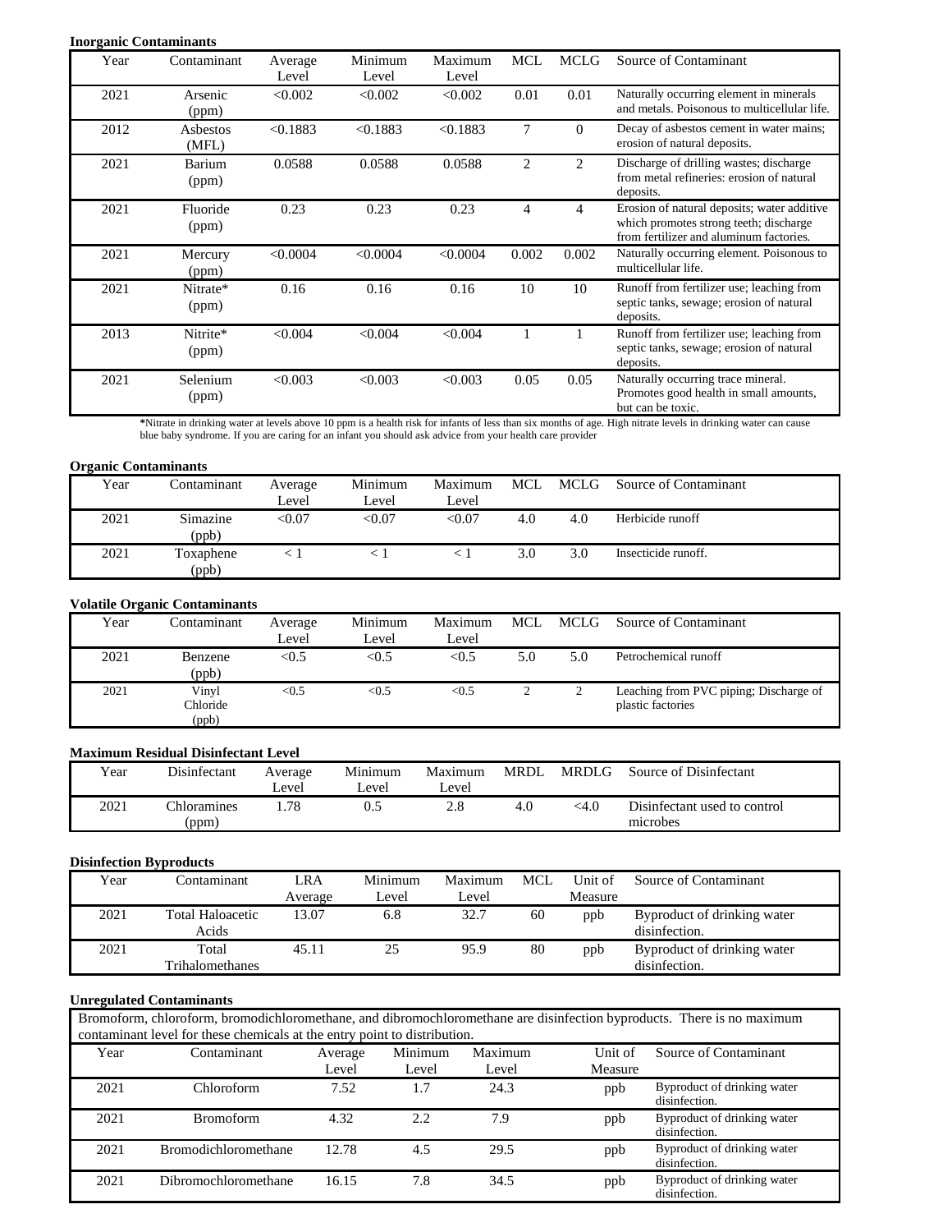**Inorganic Contaminants**

| Year | Contaminant | Average Level | Minimum Level | Maximum Level | MCL | MCLG | Source of Contaminant |
|---|---|---|---|---|---|---|---|
| 2021 | Arsenic (ppm) | <0.002 | <0.002 | <0.002 | 0.01 | 0.01 | Naturally occurring element in minerals and metals. Poisonous to multicellular life. |
| 2012 | Asbestos (MFL) | <0.1883 | <0.1883 | <0.1883 | 7 | 0 | Decay of asbestos cement in water mains; erosion of natural deposits. |
| 2021 | Barium (ppm) | 0.0588 | 0.0588 | 0.0588 | 2 | 2 | Discharge of drilling wastes; discharge from metal refineries: erosion of natural deposits. |
| 2021 | Fluoride (ppm) | 0.23 | 0.23 | 0.23 | 4 | 4 | Erosion of natural deposits; water additive which promotes strong teeth; discharge from fertilizer and aluminum factories. |
| 2021 | Mercury (ppm) | <0.0004 | <0.0004 | <0.0004 | 0.002 | 0.002 | Naturally occurring element. Poisonous to multicellular life. |
| 2021 | Nitrate* (ppm) | 0.16 | 0.16 | 0.16 | 10 | 10 | Runoff from fertilizer use; leaching from septic tanks, sewage; erosion of natural deposits. |
| 2013 | Nitrite* (ppm) | <0.004 | <0.004 | <0.004 | 1 | 1 | Runoff from fertilizer use; leaching from septic tanks, sewage; erosion of natural deposits. |
| 2021 | Selenium (ppm) | <0.003 | <0.003 | <0.003 | 0.05 | 0.05 | Naturally occurring trace mineral. Promotes good health in small amounts, but can be toxic. |

*Nitrate in drinking water at levels above 10 ppm is a health risk for infants of less than six months of age. High nitrate levels in drinking water can cause blue baby syndrome. If you are caring for an infant you should ask advice from your health care provider

**Organic Contaminants**

| Year | Contaminant | Average Level | Minimum Level | Maximum Level | MCL | MCLG | Source of Contaminant |
|---|---|---|---|---|---|---|---|
| 2021 | Simazine (ppb) | <0.07 | <0.07 | <0.07 | 4.0 | 4.0 | Herbicide runoff |
| 2021 | Toxaphene (ppb) | < 1 | < 1 | < 1 | 3.0 | 3.0 | Insecticide runoff. |

**Volatile Organic Contaminants**

| Year | Contaminant | Average Level | Minimum Level | Maximum Level | MCL | MCLG | Source of Contaminant |
|---|---|---|---|---|---|---|---|
| 2021 | Benzene (ppb) | <0.5 | <0.5 | <0.5 | 5.0 | 5.0 | Petrochemical runoff |
| 2021 | Vinyl Chloride (ppb) | <0.5 | <0.5 | <0.5 | 2 | 2 | Leaching from PVC piping; Discharge of plastic factories |

**Maximum Residual Disinfectant Level**

| Year | Disinfectant | Average Level | Minimum Level | Maximum Level | MRDL | MRDLG | Source of Disinfectant |
|---|---|---|---|---|---|---|---|
| 2021 | Chloramines (ppm) | 1.78 | 0.5 | 2.8 | 4.0 | <4.0 | Disinfectant used to control microbes |

**Disinfection Byproducts**

| Year | Contaminant | LRA Average | Minimum Level | Maximum Level | MCL | Unit of Measure | Source of Contaminant |
|---|---|---|---|---|---|---|---|
| 2021 | Total Haloacetic Acids | 13.07 | 6.8 | 32.7 | 60 | ppb | Byproduct of drinking water disinfection. |
| 2021 | Total Trihalomethanes | 45.11 | 25 | 95.9 | 80 | ppb | Byproduct of drinking water disinfection. |

**Unregulated Contaminants**

Bromoform, chloroform, bromodichloromethane, and dibromochloromethane are disinfection byproducts. There is no maximum contaminant level for these chemicals at the entry point to distribution.

| Year | Contaminant | Average Level | Minimum Level | Maximum Level | Unit of Measure | Source of Contaminant |
|---|---|---|---|---|---|---|
| 2021 | Chloroform | 7.52 | 1.7 | 24.3 | ppb | Byproduct of drinking water disinfection. |
| 2021 | Bromoform | 4.32 | 2.2 | 7.9 | ppb | Byproduct of drinking water disinfection. |
| 2021 | Bromodichloromethane | 12.78 | 4.5 | 29.5 | ppb | Byproduct of drinking water disinfection. |
| 2021 | Dibromochloromethane | 16.15 | 7.8 | 34.5 | ppb | Byproduct of drinking water disinfection. |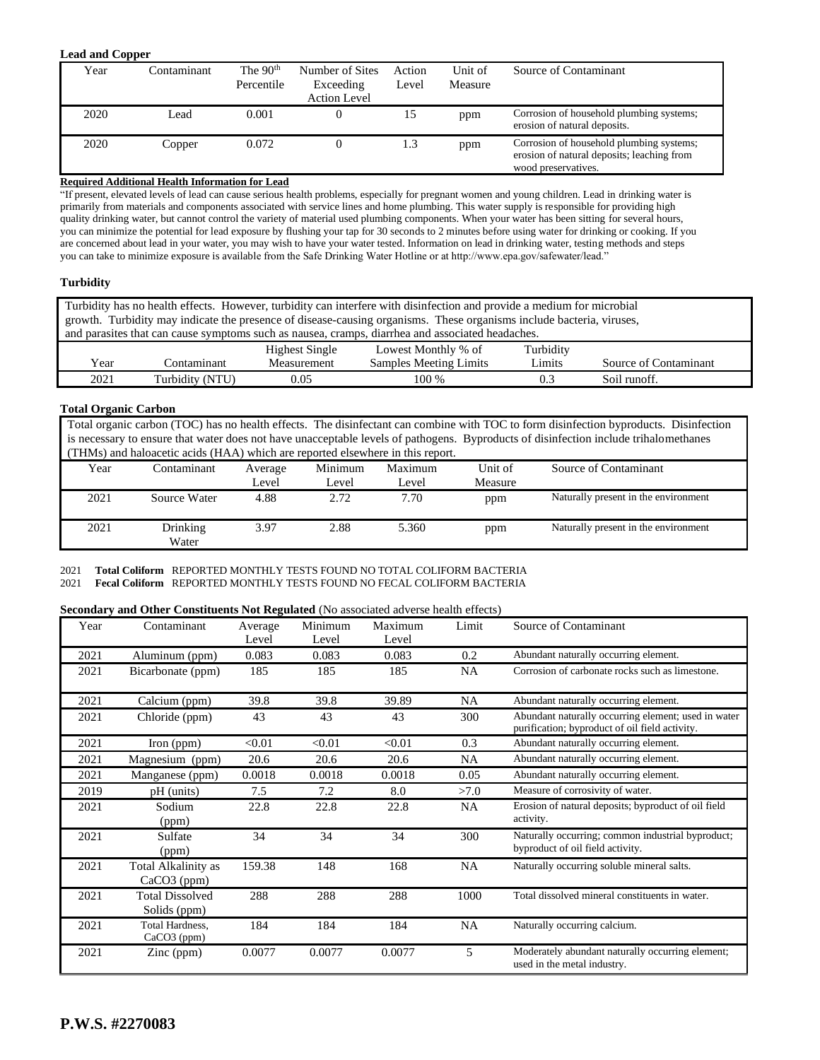**Lead and Copper**

| Year | Contaminant | The 90th Percentile | Number of Sites Exceeding Action Level | Action Level | Unit of Measure | Source of Contaminant |
|---|---|---|---|---|---|---|
| 2020 | Lead | 0.001 | 0 | 15 | ppm | Corrosion of household plumbing systems; erosion of natural deposits. |
| 2020 | Copper | 0.072 | 0 | 1.3 | ppm | Corrosion of household plumbing systems; erosion of natural deposits; leaching from wood preservatives. |

**Required Additional Health Information for Lead**

"If present, elevated levels of lead can cause serious health problems, especially for pregnant women and young children. Lead in drinking water is primarily from materials and components associated with service lines and home plumbing. This water supply is responsible for providing high quality drinking water, but cannot control the variety of material used plumbing components. When your water has been sitting for several hours, you can minimize the potential for lead exposure by flushing your tap for 30 seconds to 2 minutes before using water for drinking or cooking. If you are concerned about lead in your water, you may wish to have your water tested. Information on lead in drinking water, testing methods and steps you can take to minimize exposure is available from the Safe Drinking Water Hotline or at http://www.epa.gov/safewater/lead."

**Turbidity**

Turbidity has no health effects. However, turbidity can interfere with disinfection and provide a medium for microbial growth. Turbidity may indicate the presence of disease-causing organisms. These organisms include bacteria, viruses, and parasites that can cause symptoms such as nausea, cramps, diarrhea and associated headaches.

| Year | Contaminant | Highest Single Measurement | Lowest Monthly % of Samples Meeting Limits | Turbidity Limits | Source of Contaminant |
|---|---|---|---|---|---|
| 2021 | Turbidity (NTU) | 0.05 | 100 % | 0.3 | Soil runoff. |

**Total Organic Carbon**

Total organic carbon (TOC) has no health effects. The disinfectant can combine with TOC to form disinfection byproducts. Disinfection is necessary to ensure that water does not have unacceptable levels of pathogens. Byproducts of disinfection include trihalomethanes (THMs) and haloacetic acids (HAA) which are reported elsewhere in this report.

| Year | Contaminant | Average Level | Minimum Level | Maximum Level | Unit of Measure | Source of Contaminant |
|---|---|---|---|---|---|---|
| 2021 | Source Water | 4.88 | 2.72 | 7.70 | ppm | Naturally present in the environment |
| 2021 | Drinking Water | 3.97 | 2.88 | 5.360 | ppm | Naturally present in the environment |

2021 **Total Coliform** REPORTED MONTHLY TESTS FOUND NO TOTAL COLIFORM BACTERIA
2021 **Fecal Coliform** REPORTED MONTHLY TESTS FOUND NO FECAL COLIFORM BACTERIA

**Secondary and Other Constituents Not Regulated** (No associated adverse health effects)

| Year | Contaminant | Average Level | Minimum Level | Maximum Level | Limit | Source of Contaminant |
|---|---|---|---|---|---|---|
| 2021 | Aluminum (ppm) | 0.083 | 0.083 | 0.083 | 0.2 | Abundant naturally occurring element. |
| 2021 | Bicarbonate (ppm) | 185 | 185 | 185 | NA | Corrosion of carbonate rocks such as limestone. |
| 2021 | Calcium (ppm) | 39.8 | 39.8 | 39.89 | NA | Abundant naturally occurring element. |
| 2021 | Chloride (ppm) | 43 | 43 | 43 | 300 | Abundant naturally occurring element; used in water purification; byproduct of oil field activity. |
| 2021 | Iron (ppm) | <0.01 | <0.01 | <0.01 | 0.3 | Abundant naturally occurring element. |
| 2021 | Magnesium (ppm) | 20.6 | 20.6 | 20.6 | NA | Abundant naturally occurring element. |
| 2021 | Manganese (ppm) | 0.0018 | 0.0018 | 0.0018 | 0.05 | Abundant naturally occurring element. |
| 2019 | pH (units) | 7.5 | 7.2 | 8.0 | >7.0 | Measure of corrosivity of water. |
| 2021 | Sodium (ppm) | 22.8 | 22.8 | 22.8 | NA | Erosion of natural deposits; byproduct of oil field activity. |
| 2021 | Sulfate (ppm) | 34 | 34 | 34 | 300 | Naturally occurring; common industrial byproduct; byproduct of oil field activity. |
| 2021 | Total Alkalinity as $CaCO_3$ (ppm) | 159.38 | 148 | 168 | NA | Naturally occurring soluble mineral salts. |
| 2021 | Total Dissolved Solids (ppm) | 288 | 288 | 288 | 1000 | Total dissolved mineral constituents in water. |
| 2021 | Total Hardness, $CaCO_3$ (ppm) | 184 | 184 | 184 | NA | Naturally occurring calcium. |
| 2021 | Zinc (ppm) | 0.0077 | 0.0077 | 0.0077 | 5 | Moderately abundant naturally occurring element; used in the metal industry. |

**P.W.S. #2270083**